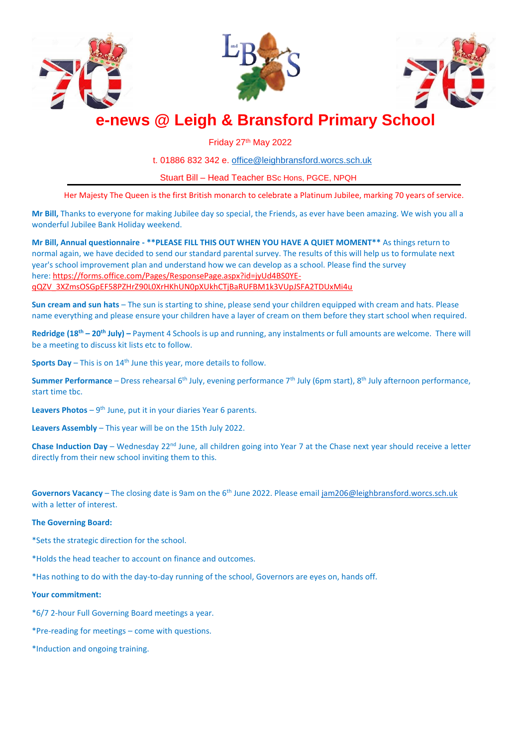# e-news @ Leigh & Bransford Primary School

Friday 27th May 2022

t. 01886 832 342 e. office@leighbransford.worcs.sch.uk

Stuart Bill – Head Teacher BSc Hons, PGCE, NPQH

---

Her Majesty The Queen is the first British monarch to celebrate a Platinum Jubilee, marking 70 years of service.

**Mr Bill,** Thanks to everyone for making Jubilee day so special, the Friends, as ever have been amazing. We wish you all a wonderful Jubilee Bank Holiday weekend.

**Mr Bill, Annual questionnaire - **PLEASE FILL THIS OUT WHEN YOU HAVE A QUIET MOMENT**** As things return to normal again, we have decided to send our standard parental survey. The results of this will help us to formulate next year's school improvement plan and understand how we can develop as a school. Please find the survey here: https://forms.office.com/Pages/ResponsePage.aspx?id=jyUd4BS0YE-qQZV_3XZmsOSGpEF58PZHrZ90L0XrHKhUN0pXUkhCTjBaRUFBM1k3VUpJSFA2TDUxMi4u

**Sun cream and sun hats** – The sun is starting to shine, please send your children equipped with cream and hats. Please name everything and please ensure your children have a layer of cream on them before they start school when required.

**Redridge (18th – 20th July) –** Payment 4 Schools is up and running, any instalments or full amounts are welcome. There will be a meeting to discuss kit lists etc to follow.

**Sports Day** – This is on 14th June this year, more details to follow.

**Summer Performance** – Dress rehearsal 6th July, evening performance 7th July (6pm start), 8th July afternoon performance, start time tbc.

**Leavers Photos** – 9th June, put it in your diaries Year 6 parents.

**Leavers Assembly** – This year will be on the 15th July 2022.

**Chase Induction Day** – Wednesday 22nd June, all children going into Year 7 at the Chase next year should receive a letter directly from their new school inviting them to this.

**Governors Vacancy** – The closing date is 9am on the 6th June 2022. Please email jam206@leighbransford.worcs.sch.uk with a letter of interest.

**The Governing Board:**

*Sets the strategic direction for the school.

*Holds the head teacher to account on finance and outcomes.

*Has nothing to do with the day-to-day running of the school, Governors are eyes on, hands off.

**Your commitment:**

*6/7 2-hour Full Governing Board meetings a year.

*Pre-reading for meetings – come with questions.

*Induction and ongoing training.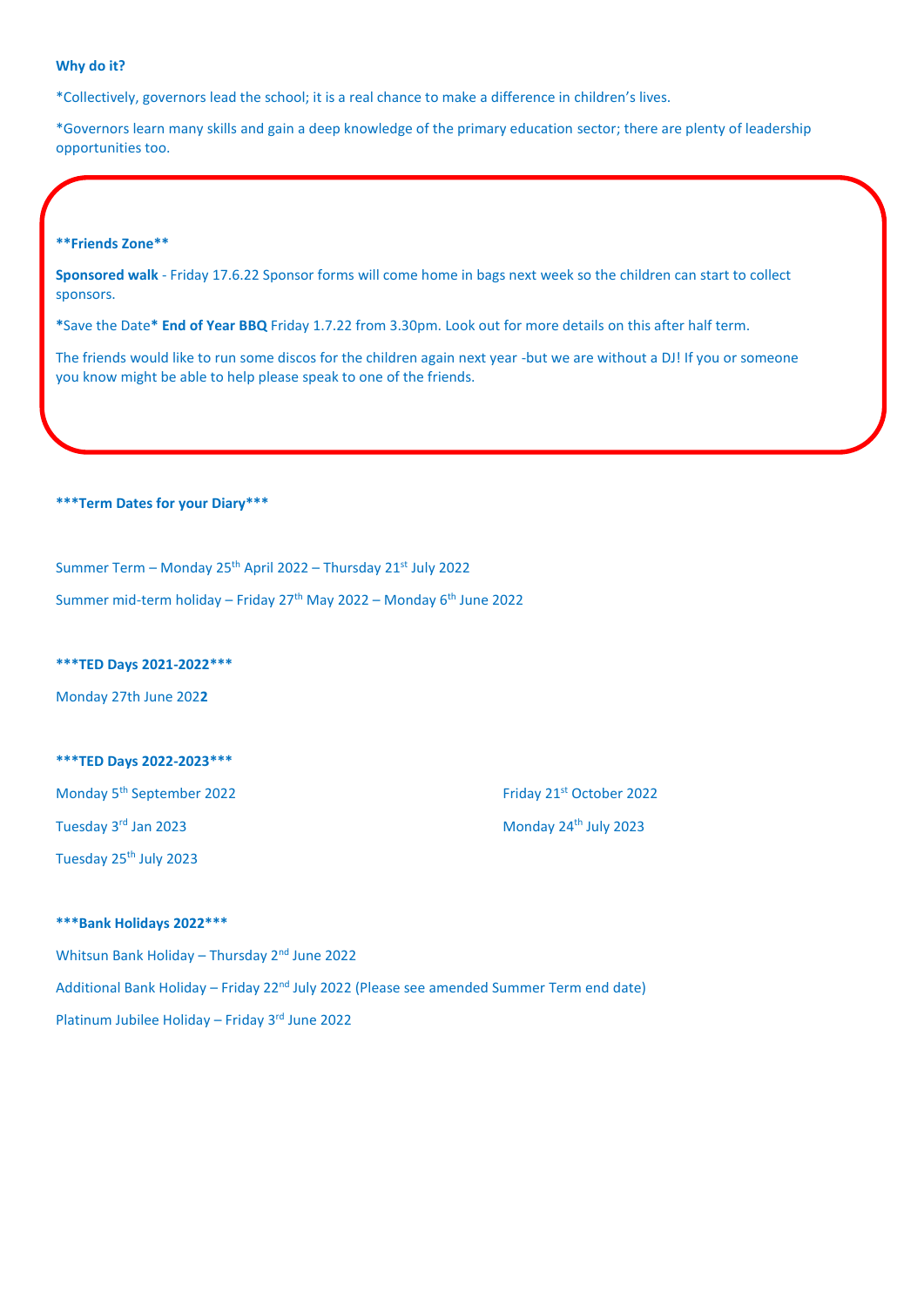**Why do it?**

*Collectively, governors lead the school; it is a real chance to make a difference in children's lives.

*Governors learn many skills and gain a deep knowledge of the primary education sector; there are plenty of leadership opportunities too.

**\*\*Friends Zone\*\***

**Sponsored walk** - Friday 17.6.22 Sponsor forms will come home in bags next week so the children can start to collect sponsors.

**\*Save the Date\* End of Year BBQ** Friday 1.7.22 from 3.30pm. Look out for more details on this after half term.

The friends would like to run some discos for the children again next year -but we are without a DJ! If you or someone you know might be able to help please speak to one of the friends.

**\*\*\*Term Dates for your Diary\*\*\***

Summer Term – Monday 25th April 2022 – Thursday 21st July 2022

Summer mid-term holiday – Friday 27th May 2022 – Monday 6th June 2022

**\*\*\*TED Days 2021-2022\*\*\***

Monday 27th June 2022

**\*\*\*TED Days 2022-2023\*\*\***

Monday 5th September 2022

Friday 21st October 2022

Tuesday 3rd Jan 2023

Monday 24th July 2023

Tuesday 25th July 2023

**\*\*\*Bank Holidays 2022\*\*\***

Whitsun Bank Holiday – Thursday 2nd June 2022

Additional Bank Holiday – Friday 22nd July 2022 (Please see amended Summer Term end date)

Platinum Jubilee Holiday – Friday 3rd June 2022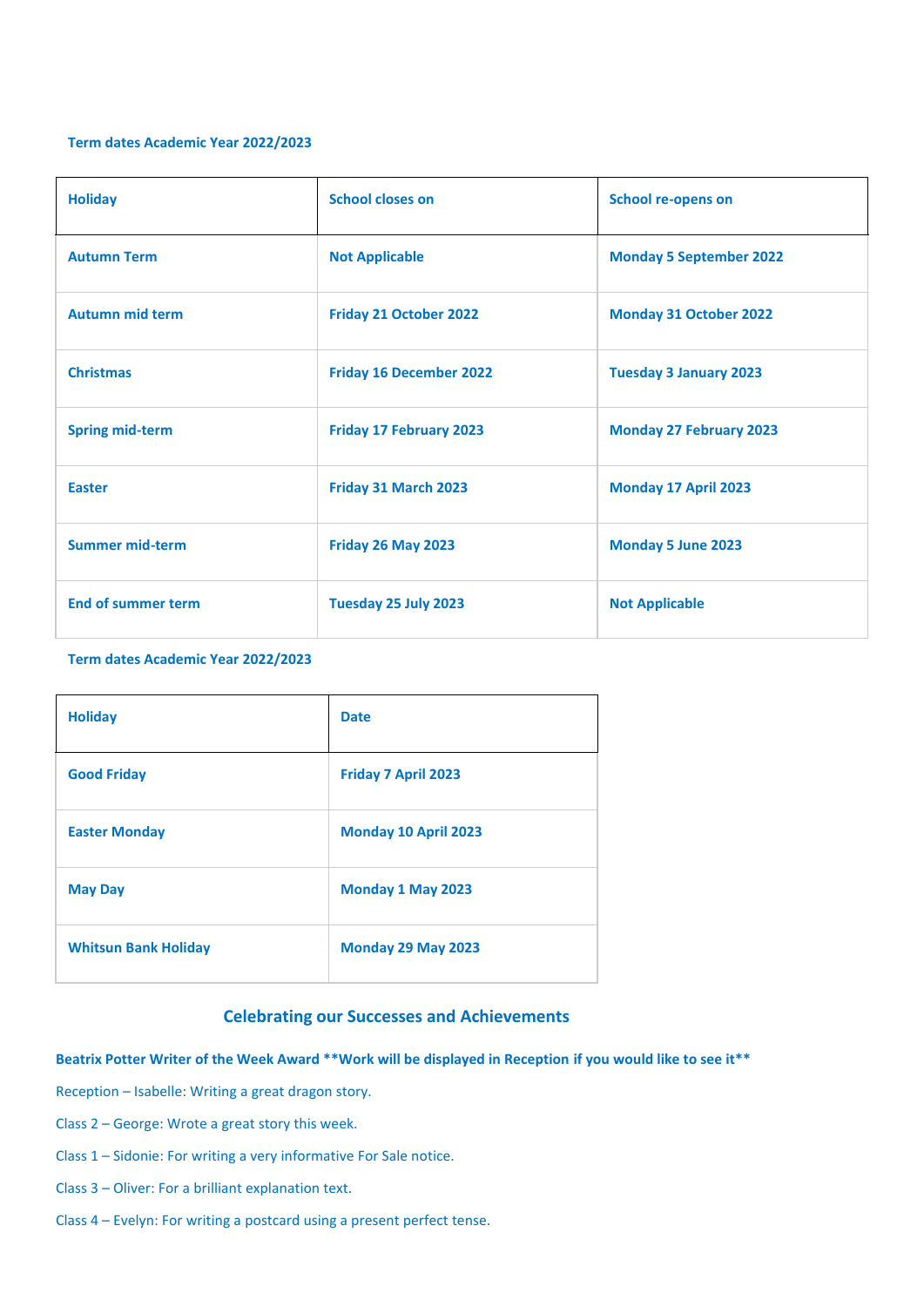**Term dates Academic Year 2022/2023**

| Holiday | School closes on | School re-opens on |
|---|---|---|
| Autumn Term | Not Applicable | Monday 5 September 2022 |
| Autumn mid term | Friday 21 October 2022 | Monday 31 October 2022 |
| Christmas | Friday 16 December 2022 | Tuesday 3 January 2023 |
| Spring mid-term | Friday 17 February 2023 | Monday 27 February 2023 |
| Easter | Friday 31 March 2023 | Monday 17 April 2023 |
| Summer mid-term | Friday 26 May 2023 | Monday 5 June 2023 |
| End of summer term | Tuesday 25 July 2023 | Not Applicable |

**Term dates Academic Year 2022/2023**

| Holiday | Date |
|---|---|
| Good Friday | Friday 7 April 2023 |
| Easter Monday | Monday 10 April 2023 |
| May Day | Monday 1 May 2023 |
| Whitsun Bank Holiday | Monday 29 May 2023 |

## Celebrating our Successes and Achievements

**Beatrix Potter Writer of the Week Award **Work will be displayed in Reception if you would like to see it****

Reception – Isabelle: Writing a great dragon story.

Class 2 – George: Wrote a great story this week.

Class 1 – Sidonie: For writing a very informative For Sale notice.

Class 3 – Oliver: For a brilliant explanation text.

Class 4 – Evelyn: For writing a postcard using a present perfect tense.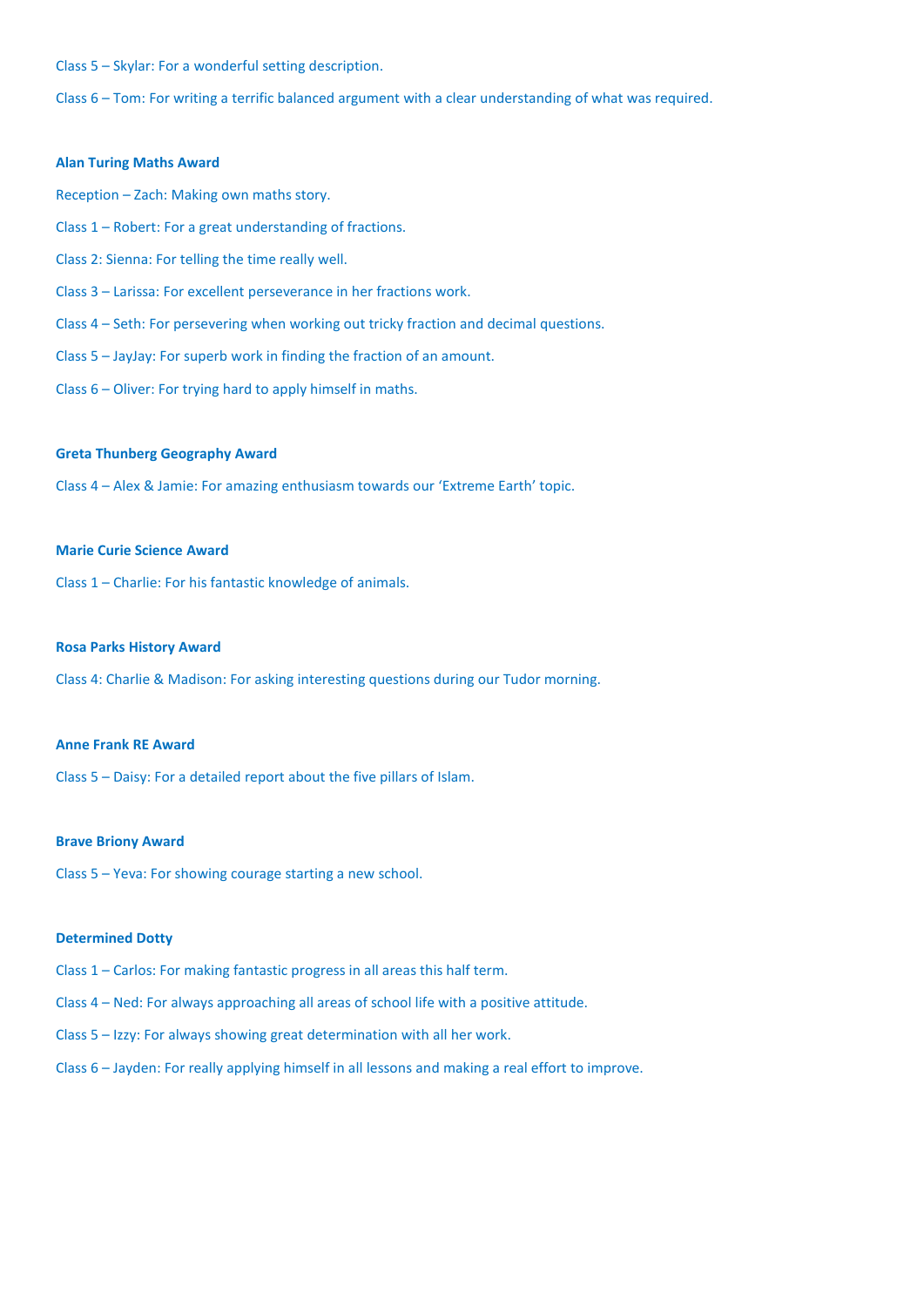Class 5 – Skylar: For a wonderful setting description.

Class 6 – Tom: For writing a terrific balanced argument with a clear understanding of what was required.

**Alan Turing Maths Award**

Reception – Zach: Making own maths story.

Class 1 – Robert: For a great understanding of fractions.

Class 2: Sienna: For telling the time really well.

Class 3 – Larissa: For excellent perseverance in her fractions work.

Class 4 – Seth: For persevering when working out tricky fraction and decimal questions.

Class 5 – JayJay: For superb work in finding the fraction of an amount.

Class 6 – Oliver: For trying hard to apply himself in maths.

**Greta Thunberg Geography Award**

Class 4 – Alex & Jamie: For amazing enthusiasm towards our 'Extreme Earth' topic.

**Marie Curie Science Award**

Class 1 – Charlie: For his fantastic knowledge of animals.

**Rosa Parks History Award**

Class 4: Charlie & Madison: For asking interesting questions during our Tudor morning.

**Anne Frank RE Award**

Class 5 – Daisy: For a detailed report about the five pillars of Islam.

**Brave Briony Award**

Class 5 – Yeva: For showing courage starting a new school.

**Determined Dotty**

Class 1 – Carlos: For making fantastic progress in all areas this half term.

Class 4 – Ned: For always approaching all areas of school life with a positive attitude.

Class 5 – Izzy: For always showing great determination with all her work.

Class 6 – Jayden: For really applying himself in all lessons and making a real effort to improve.